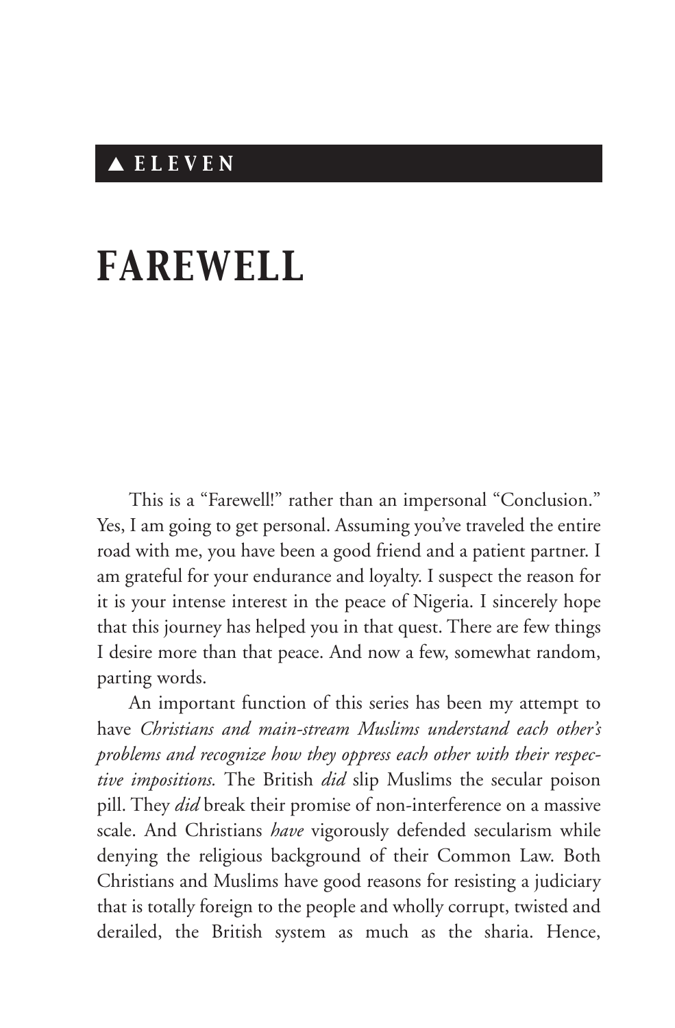▲ ELEVEN

# FAREWELL

This is a "Farewell!" rather than an impersonal "Conclusion." Yes, I am going to get personal. Assuming you've traveled the entire road with me, you have been a good friend and a patient partner. I am grateful for your endurance and loyalty. I suspect the reason for it is your intense interest in the peace of Nigeria. I sincerely hope that this journey has helped you in that quest. There are few things I desire more than that peace. And now a few, somewhat random, parting words.

An important function of this series has been my attempt to have *Christians and main-stream Muslims understand each other's problems and recognize how they oppress each other with their respective impositions.* The British *did* slip Muslims the secular poison pill. They *did* break their promise of non-interference on a massive scale. And Christians *have* vigorously defended secularism while denying the religious background of their Common Law. Both Christians and Muslims have good reasons for resisting a judiciary that is totally foreign to the people and wholly corrupt, twisted and derailed, the British system as much as the sharia. Hence,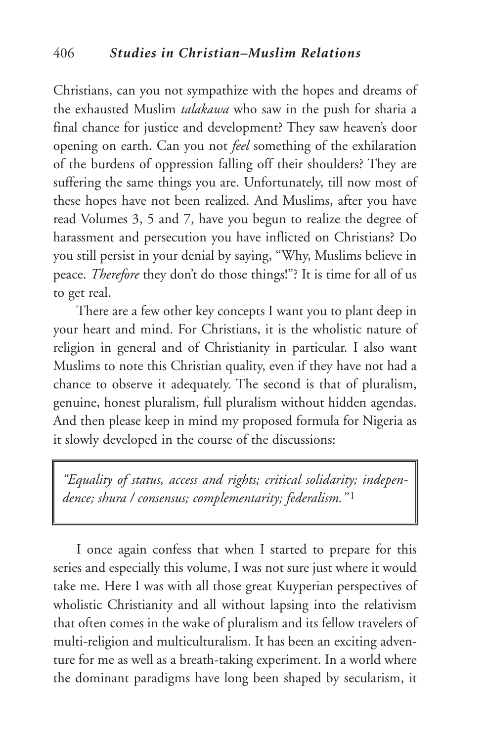Christians, can you not sympathize with the hopes and dreams of the exhausted Muslim *talakawa* who saw in the push for sharia a final chance for justice and development? They saw heaven's door opening on earth. Can you not *feel* something of the exhilaration of the burdens of oppression falling off their shoulders? They are suffering the same things you are. Unfortunately, till now most of these hopes have not been realized. And Muslims, after you have read Volumes 3, 5 and 7, have you begun to realize the degree of harassment and persecution you have inflicted on Christians? Do you still persist in your denial by saying, "Why, Muslims believe in peace. *Therefore* they don't do those things!"? It is time for all of us to get real.

There are a few other key concepts I want you to plant deep in your heart and mind. For Christians, it is the wholistic nature of religion in general and of Christianity in particular. I also want Muslims to note this Christian quality, even if they have not had a chance to observe it adequately. The second is that of pluralism, genuine, honest pluralism, full pluralism without hidden agendas. And then please keep in mind my proposed formula for Nigeria as it slowly developed in the course of the discussions:

> *"Equality of status, access and rights; critical solidarity; independence; shura / consensus; complementarity; federalism."*[1]

I once again confess that when I started to prepare for this series and especially this volume, I was not sure just where it would take me. Here I was with all those great Kuyperian perspectives of wholistic Christianity and all without lapsing into the relativism that often comes in the wake of pluralism and its fellow travelers of multi-religion and multiculturalism. It has been an exciting adventure for me as well as a breath-taking experiment. In a world where the dominant paradigms have long been shaped by secularism, it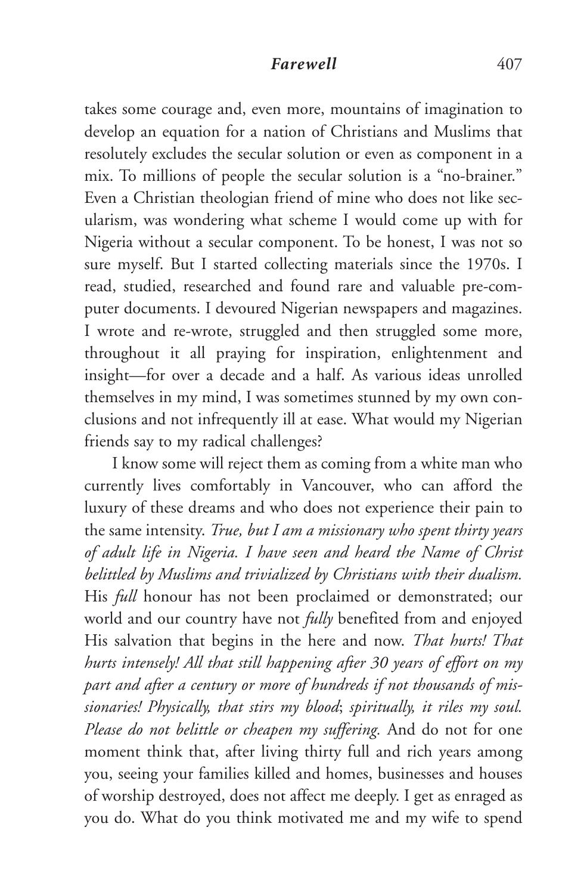takes some courage and, even more, mountains of imagination to develop an equation for a nation of Christians and Muslims that resolutely excludes the secular solution or even as component in a mix. To millions of people the secular solution is a "no-brainer." Even a Christian theologian friend of mine who does not like secularism, was wondering what scheme I would come up with for Nigeria without a secular component. To be honest, I was not so sure myself. But I started collecting materials since the 1970s. I read, studied, researched and found rare and valuable pre-computer documents. I devoured Nigerian newspapers and magazines. I wrote and re-wrote, struggled and then struggled some more, throughout it all praying for inspiration, enlightenment and insight—for over a decade and a half. As various ideas unrolled themselves in my mind, I was sometimes stunned by my own conclusions and not infrequently ill at ease. What would my Nigerian friends say to my radical challenges?

I know some will reject them as coming from a white man who currently lives comfortably in Vancouver, who can afford the luxury of these dreams and who does not experience their pain to the same intensity. *True, but I am a missionary who spent thirty years of adult life in Nigeria. I have seen and heard the Name of Christ belittled by Muslims and trivialized by Christians with their dualism.* His *full* honour has not been proclaimed or demonstrated; our world and our country have not *fully* benefited from and enjoyed His salvation that begins in the here and now. *That hurts! That hurts intensely! All that still happening after 30 years of effort on my part and after a century or more of hundreds if not thousands of missionaries! Physically, that stirs my blood*; *spiritually, it riles my soul. Please do not belittle or cheapen my suffering.* And do not for one moment think that, after living thirty full and rich years among you, seeing your families killed and homes, businesses and houses of worship destroyed, does not affect me deeply. I get as enraged as you do. What do you think motivated me and my wife to spend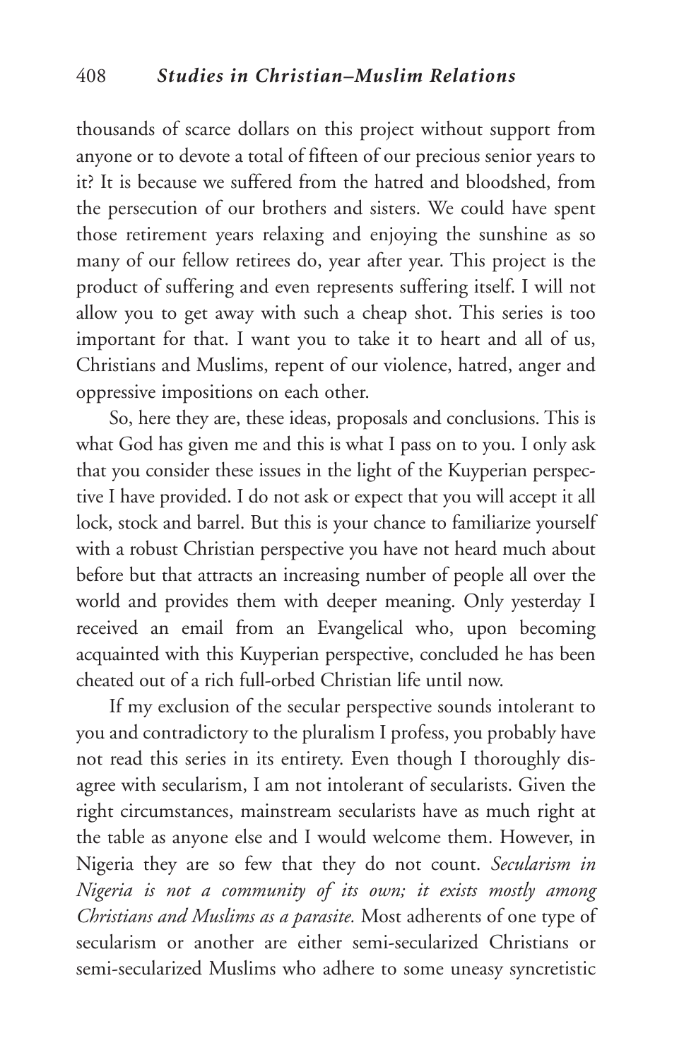thousands of scarce dollars on this project without support from anyone or to devote a total of fifteen of our precious senior years to it? It is because we suffered from the hatred and bloodshed, from the persecution of our brothers and sisters. We could have spent those retirement years relaxing and enjoying the sunshine as so many of our fellow retirees do, year after year. This project is the product of suffering and even represents suffering itself. I will not allow you to get away with such a cheap shot. This series is too important for that. I want you to take it to heart and all of us, Christians and Muslims, repent of our violence, hatred, anger and oppressive impositions on each other.

So, here they are, these ideas, proposals and conclusions. This is what God has given me and this is what I pass on to you. I only ask that you consider these issues in the light of the Kuyperian perspective I have provided. I do not ask or expect that you will accept it all lock, stock and barrel. But this is your chance to familiarize yourself with a robust Christian perspective you have not heard much about before but that attracts an increasing number of people all over the world and provides them with deeper meaning. Only yesterday I received an email from an Evangelical who, upon becoming acquainted with this Kuyperian perspective, concluded he has been cheated out of a rich full-orbed Christian life until now.

If my exclusion of the secular perspective sounds intolerant to you and contradictory to the pluralism I profess, you probably have not read this series in its entirety. Even though I thoroughly disagree with secularism, I am not intolerant of secularists. Given the right circumstances, mainstream secularists have as much right at the table as anyone else and I would welcome them. However, in Nigeria they are so few that they do not count. *Secularism in Nigeria is not a community of its own; it exists mostly among Christians and Muslims as a parasite.* Most adherents of one type of secularism or another are either semi-secularized Christians or semi-secularized Muslims who adhere to some uneasy syncretistic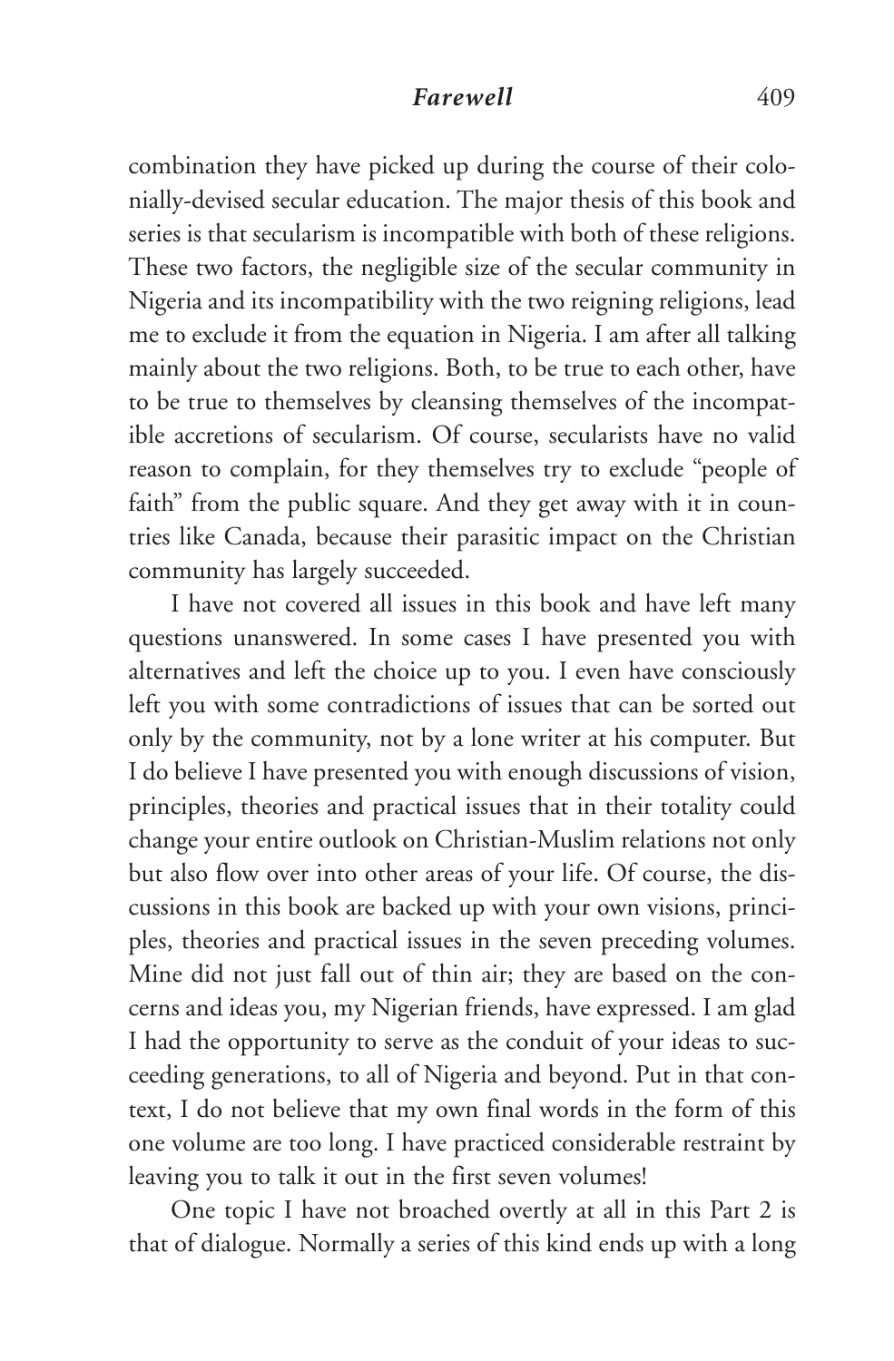combination they have picked up during the course of their colonially-devised secular education. The major thesis of this book and series is that secularism is incompatible with both of these religions. These two factors, the negligible size of the secular community in Nigeria and its incompatibility with the two reigning religions, lead me to exclude it from the equation in Nigeria. I am after all talking mainly about the two religions. Both, to be true to each other, have to be true to themselves by cleansing themselves of the incompatible accretions of secularism. Of course, secularists have no valid reason to complain, for they themselves try to exclude "people of faith" from the public square. And they get away with it in countries like Canada, because their parasitic impact on the Christian community has largely succeeded.

I have not covered all issues in this book and have left many questions unanswered. In some cases I have presented you with alternatives and left the choice up to you. I even have consciously left you with some contradictions of issues that can be sorted out only by the community, not by a lone writer at his computer. But I do believe I have presented you with enough discussions of vision, principles, theories and practical issues that in their totality could change your entire outlook on Christian-Muslim relations not only but also flow over into other areas of your life. Of course, the discussions in this book are backed up with your own visions, principles, theories and practical issues in the seven preceding volumes. Mine did not just fall out of thin air; they are based on the concerns and ideas you, my Nigerian friends, have expressed. I am glad I had the opportunity to serve as the conduit of your ideas to succeeding generations, to all of Nigeria and beyond. Put in that context, I do not believe that my own final words in the form of this one volume are too long. I have practiced considerable restraint by leaving you to talk it out in the first seven volumes!

One topic I have not broached overtly at all in this Part 2 is that of dialogue. Normally a series of this kind ends up with a long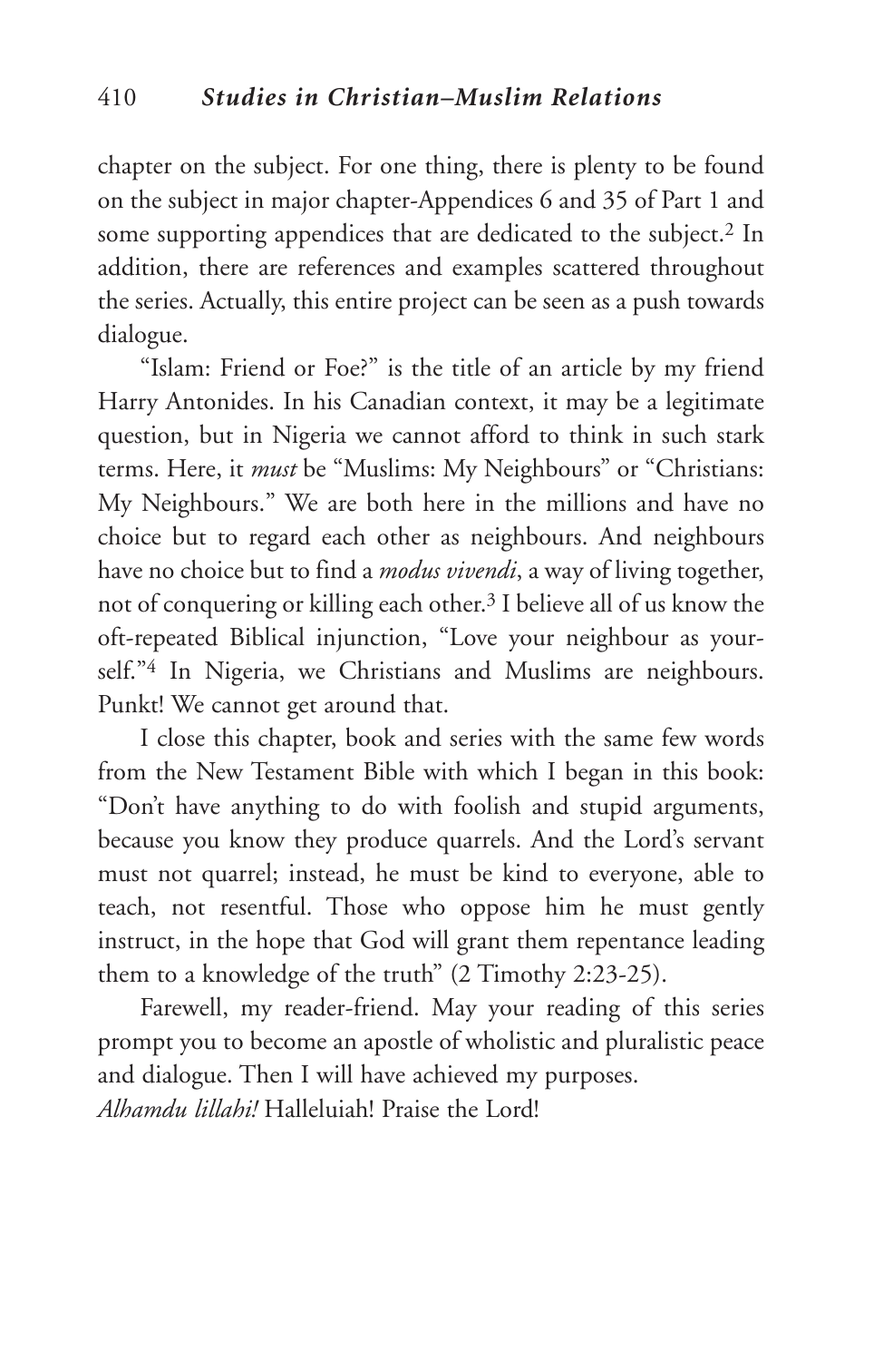chapter on the subject. For one thing, there is plenty to be found on the subject in major chapter-Appendices 6 and 35 of Part 1 and some supporting appendices that are dedicated to the subject.[2] In addition, there are references and examples scattered throughout the series. Actually, this entire project can be seen as a push towards dialogue.

"Islam: Friend or Foe?" is the title of an article by my friend Harry Antonides. In his Canadian context, it may be a legitimate question, but in Nigeria we cannot afford to think in such stark terms. Here, it *must* be "Muslims: My Neighbours" or "Christians: My Neighbours." We are both here in the millions and have no choice but to regard each other as neighbours. And neighbours have no choice but to find a *modus vivendi*, a way of living together, not of conquering or killing each other.[3] I believe all of us know the oft-repeated Biblical injunction, "Love your neighbour as yourself."[4] In Nigeria, we Christians and Muslims are neighbours. Punkt! We cannot get around that.

I close this chapter, book and series with the same few words from the New Testament Bible with which I began in this book: "Don't have anything to do with foolish and stupid arguments, because you know they produce quarrels. And the Lord's servant must not quarrel; instead, he must be kind to everyone, able to teach, not resentful. Those who oppose him he must gently instruct, in the hope that God will grant them repentance leading them to a knowledge of the truth" (2 Timothy 2:23-25).

Farewell, my reader-friend. May your reading of this series prompt you to become an apostle of wholistic and pluralistic peace and dialogue. Then I will have achieved my purposes.
*Alhamdu lillahi!* Halleluiah! Praise the Lord!